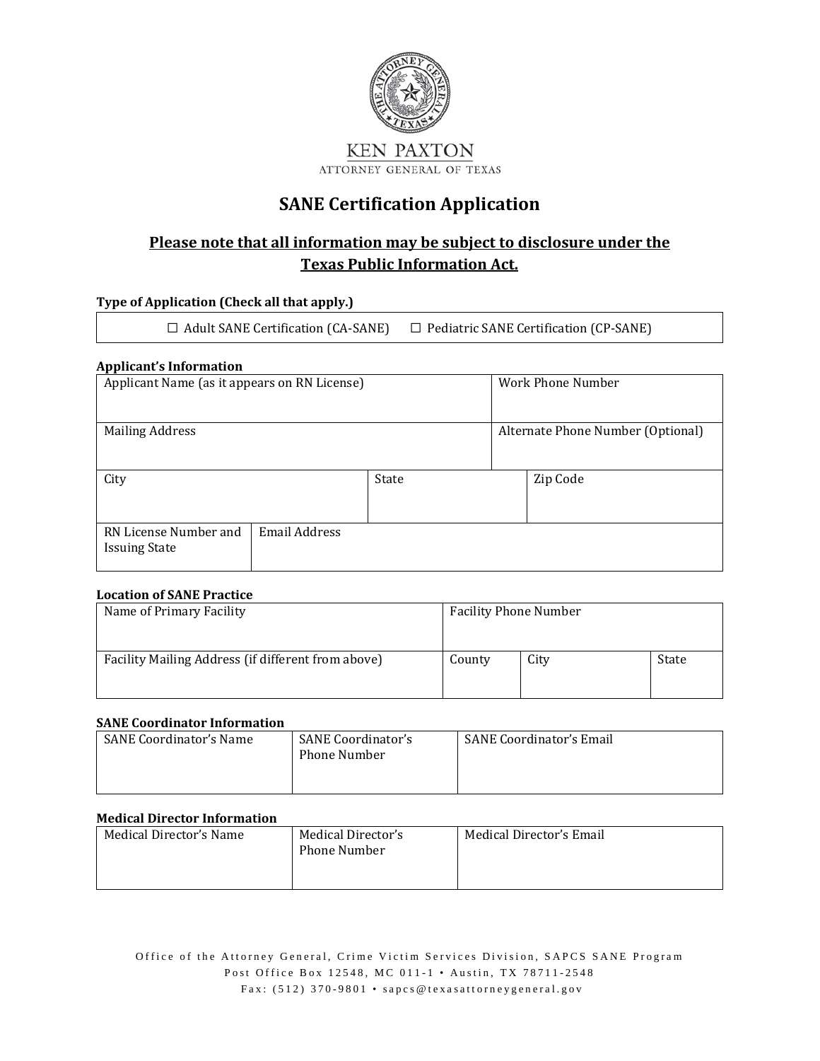KEN PAXTON
ATTORNEY GENERAL OF TEXAS

# SANE Certification Application

## Please note that all information may be subject to disclosure under the Texas Public Information Act.

**Type of Application (Check all that apply.)**

☐ Adult SANE Certification (CA-SANE) ☐ Pediatric SANE Certification (CP-SANE)

**Applicant's Information**

| Applicant Name (as it appears on RN License) | | | Work Phone Number |
|---|---|---|---|
| Mailing Address | | | Alternate Phone Number (Optional) |
| City | | State | Zip Code |
| RN License Number and Issuing State | Email Address | | |

**Location of SANE Practice**

| Name of Primary Facility | Facility Phone Number | | |
|---|---|---|---|
| Facility Mailing Address (if different from above) | County | City | State |

**SANE Coordinator Information**

| SANE Coordinator's Name | SANE Coordinator's Phone Number | SANE Coordinator's Email |
|---|---|---|
| | | |

**Medical Director Information**

| Medical Director's Name | Medical Director's Phone Number | Medical Director's Email |
|---|---|---|
| | | |

Office of the Attorney General, Crime Victim Services Division, SAPCS SANE Program
Post Office Box 12548, MC 011-1 • Austin, TX 78711-2548
Fax: (512) 370-9801 • sapcs@texasattorneygeneral.gov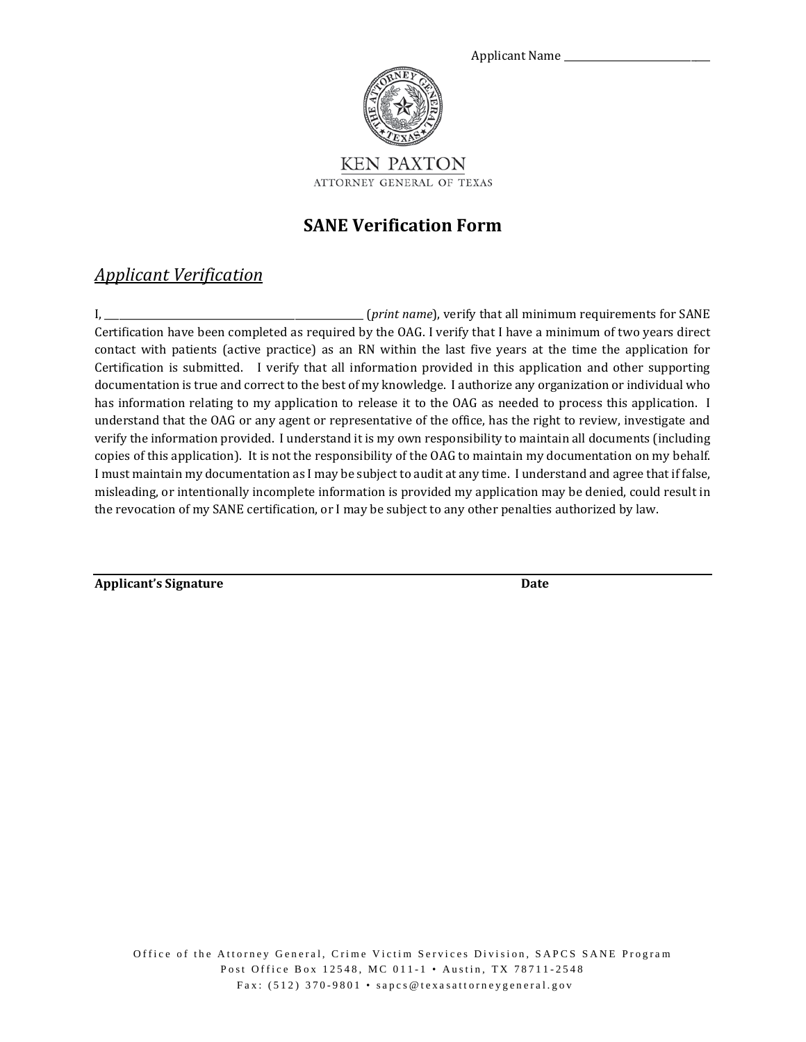Applicant Name ______________________________

KEN PAXTON
ATTORNEY GENERAL OF TEXAS

# SANE Verification Form

## *Applicant Verification*

I, ________________________________________________ (*print name*), verify that all minimum requirements for SANE Certification have been completed as required by the OAG. I verify that I have a minimum of two years direct contact with patients (active practice) as an RN within the last five years at the time the application for Certification is submitted. I verify that all information provided in this application and other supporting documentation is true and correct to the best of my knowledge. I authorize any organization or individual who has information relating to my application to release it to the OAG as needed to process this application. I understand that the OAG or any agent or representative of the office, has the right to review, investigate and verify the information provided. I understand it is my own responsibility to maintain all documents (including copies of this application). It is not the responsibility of the OAG to maintain my documentation on my behalf. I must maintain my documentation as I may be subject to audit at any time. I understand and agree that if false, misleading, or intentionally incomplete information is provided my application may be denied, could result in the revocation of my SANE certification, or I may be subject to any other penalties authorized by law.

______________________________________________________________________________

**Applicant's Signature** **Date**

Office of the Attorney General, Crime Victim Services Division, SAPCS SANE Program
Post Office Box 12548, MC 011-1 • Austin, TX 78711-2548
Fax: (512) 370-9801 • sapcs@texasattorneygeneral.gov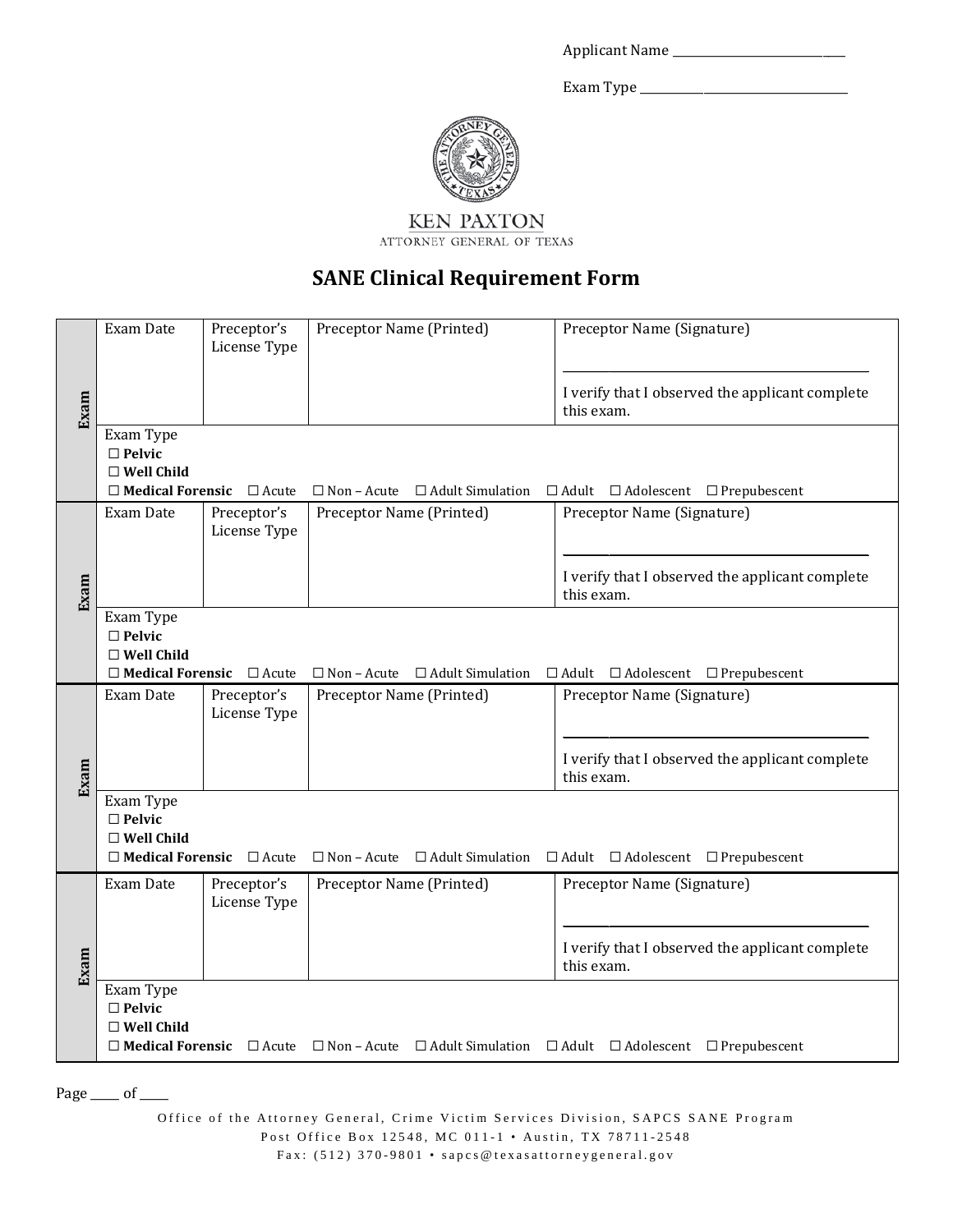Applicant Name ___________________________

Exam Type ________________________________

KEN PAXTON
ATTORNEY GENERAL OF TEXAS

# SANE Clinical Requirement Form

| | Exam Date | Preceptor's License Type | Preceptor Name (Printed) | Preceptor Name (Signature) |
|---|---|---|---|---|
| Exam | | | | ______________________________ I verify that I observed the applicant complete this exam. |
| | Exam Type<br>☐ **Pelvic**<br>☐ **Well Child**<br>☐ **Medical Forensic** ☐ Acute ☐ Non – Acute ☐ Adult Simulation ☐ Adult ☐ Adolescent ☐ Prepubescent | | | |
| | Exam Date | Preceptor's License Type | Preceptor Name (Printed) | Preceptor Name (Signature) |
| Exam | | | | ______________________________ I verify that I observed the applicant complete this exam. |
| | Exam Type<br>☐ **Pelvic**<br>☐ **Well Child**<br>☐ **Medical Forensic** ☐ Acute ☐ Non – Acute ☐ Adult Simulation ☐ Adult ☐ Adolescent ☐ Prepubescent | | | |
| | Exam Date | Preceptor's License Type | Preceptor Name (Printed) | Preceptor Name (Signature) |
| Exam | | | | ______________________________ I verify that I observed the applicant complete this exam. |
| | Exam Type<br>☐ **Pelvic**<br>☐ **Well Child**<br>☐ **Medical Forensic** ☐ Acute ☐ Non – Acute ☐ Adult Simulation ☐ Adult ☐ Adolescent ☐ Prepubescent | | | |
| | Exam Date | Preceptor's License Type | Preceptor Name (Printed) | Preceptor Name (Signature) |
| Exam | | | | ______________________________ I verify that I observed the applicant complete this exam. |
| | Exam Type<br>☐ **Pelvic**<br>☐ **Well Child**<br>☐ **Medical Forensic** ☐ Acute ☐ Non – Acute ☐ Adult Simulation ☐ Adult ☐ Adolescent ☐ Prepubescent | | | |

Page ____ of ____

Office of the Attorney General, Crime Victim Services Division, SAPCS SANE Program
Post Office Box 12548, MC 011-1 • Austin, TX 78711-2548
Fax: (512) 370-9801 • sapcs@texasattorneygeneral.gov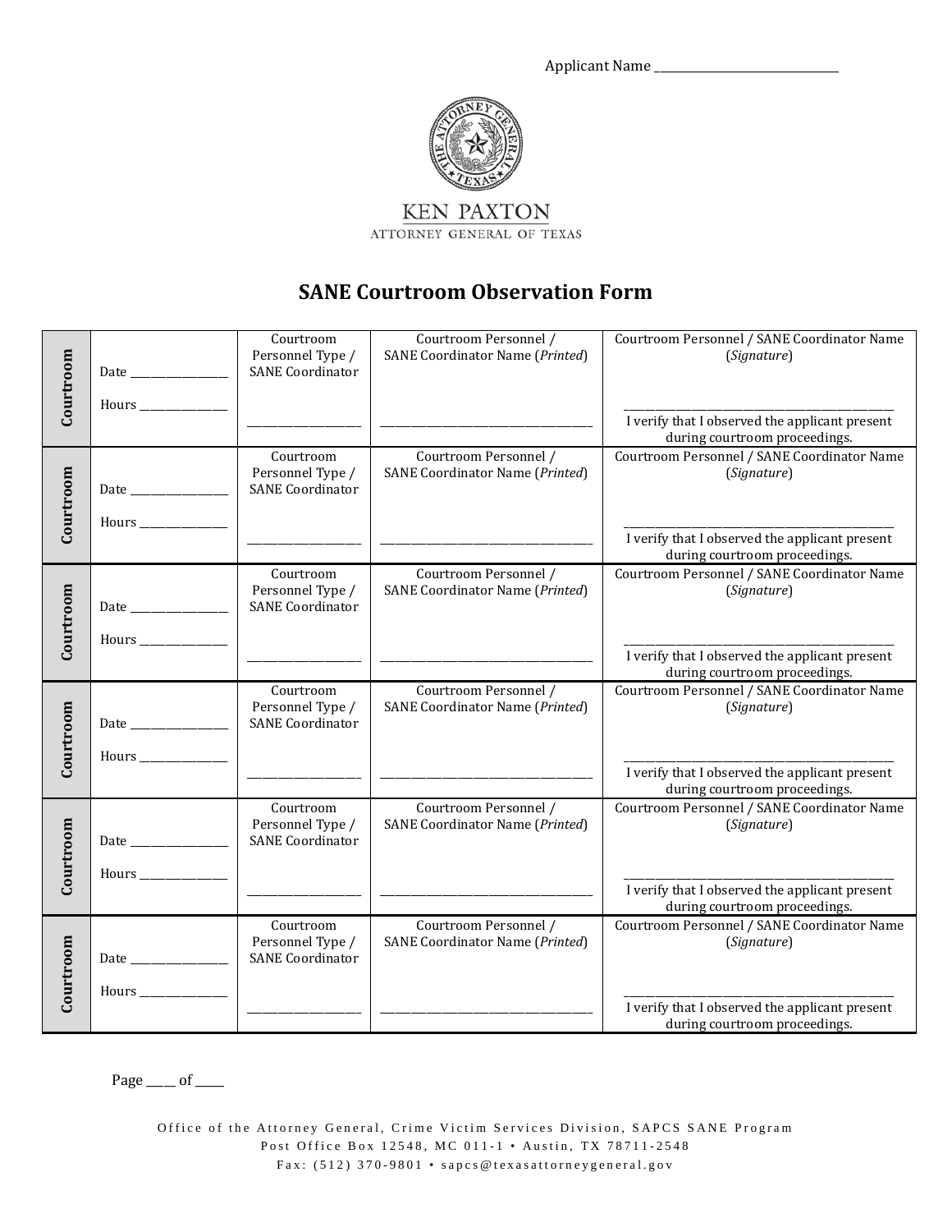Applicant Name ______________________________

KEN PAXTON
ATTORNEY GENERAL OF TEXAS

# SANE Courtroom Observation Form

| | | | | |
|---|---|---|---|---|
| **Courtroom** | Date ________________<br><br>Hours ______________ | Courtroom Personnel Type / SANE Coordinator<br><br>____________________ | Courtroom Personnel / SANE Coordinator Name (*Printed*)<br><br>____________________________________ | Courtroom Personnel / SANE Coordinator Name (*Signature*)<br><br>_______________________________________________<br>I verify that I observed the applicant present during courtroom proceedings. |
| **Courtroom** | Date ________________<br><br>Hours ______________ | Courtroom Personnel Type / SANE Coordinator<br><br>____________________ | Courtroom Personnel / SANE Coordinator Name (*Printed*)<br><br>____________________________________ | Courtroom Personnel / SANE Coordinator Name (*Signature*)<br><br>_______________________________________________<br>I verify that I observed the applicant present during courtroom proceedings. |
| **Courtroom** | Date ________________<br><br>Hours ______________ | Courtroom Personnel Type / SANE Coordinator<br><br>____________________ | Courtroom Personnel / SANE Coordinator Name (*Printed*)<br><br>____________________________________ | Courtroom Personnel / SANE Coordinator Name (*Signature*)<br><br>_______________________________________________<br>I verify that I observed the applicant present during courtroom proceedings. |
| **Courtroom** | Date ________________<br><br>Hours ______________ | Courtroom Personnel Type / SANE Coordinator<br><br>____________________ | Courtroom Personnel / SANE Coordinator Name (*Printed*)<br><br>____________________________________ | Courtroom Personnel / SANE Coordinator Name (*Signature*)<br><br>_______________________________________________<br>I verify that I observed the applicant present during courtroom proceedings. |
| **Courtroom** | Date ________________<br><br>Hours ______________ | Courtroom Personnel Type / SANE Coordinator<br><br>____________________ | Courtroom Personnel / SANE Coordinator Name (*Printed*)<br><br>____________________________________ | Courtroom Personnel / SANE Coordinator Name (*Signature*)<br><br>_______________________________________________<br>I verify that I observed the applicant present during courtroom proceedings. |
| **Courtroom** | Date ________________<br><br>Hours ______________ | Courtroom Personnel Type / SANE Coordinator<br><br>____________________ | Courtroom Personnel / SANE Coordinator Name (*Printed*)<br><br>____________________________________ | Courtroom Personnel / SANE Coordinator Name (*Signature*)<br><br>_______________________________________________<br>I verify that I observed the applicant present during courtroom proceedings. |

Page ____ of ____

Office of the Attorney General, Crime Victim Services Division, SAPCS SANE Program
Post Office Box 12548, MC 011-1 • Austin, TX 78711-2548
Fax: (512) 370-9801 • sapcs@texasattorneygeneral.gov